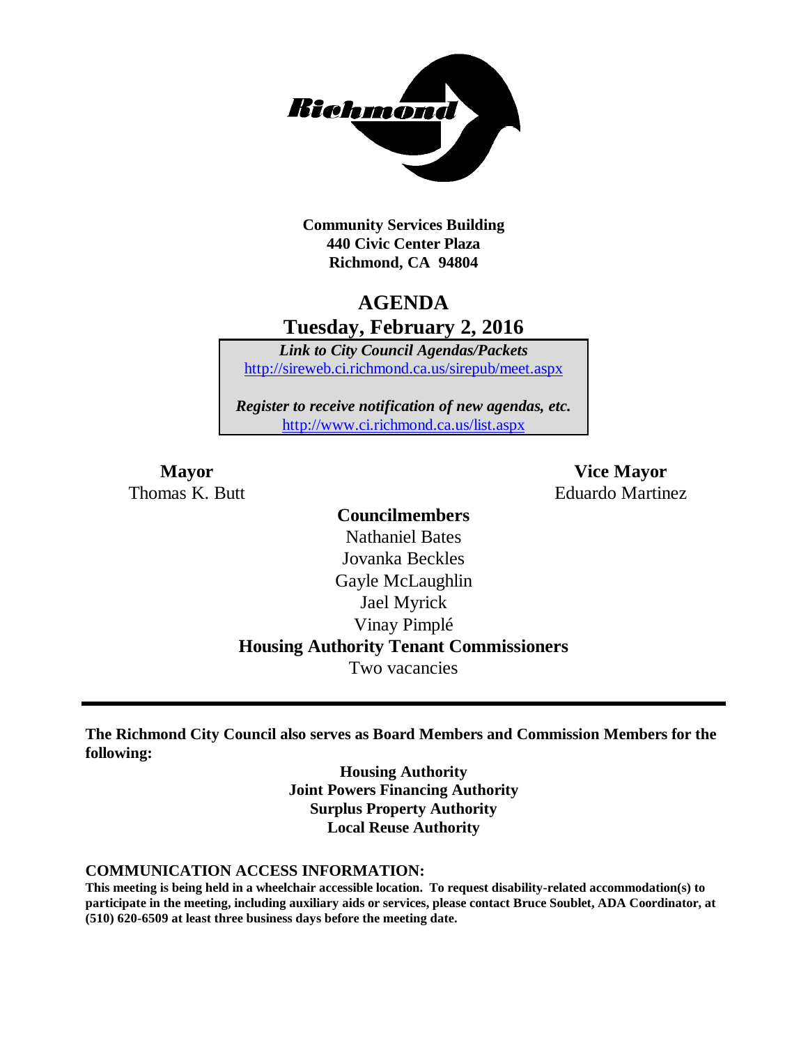**Community Services Building**
**440 Civic Center Plaza**
**Richmond, CA 94804**

# AGENDA
## Tuesday, February 2, 2016

***Link to City Council Agendas/Packets***
http://sireweb.ci.richmond.ca.us/sirepub/meet.aspx

***Register to receive notification of new agendas, etc.***
http://www.ci.richmond.ca.us/list.aspx

**Mayor**
Thomas K. Butt

**Vice Mayor**
Eduardo Martinez

**Councilmembers**
Nathaniel Bates
Jovanka Beckles
Gayle McLaughlin
Jael Myrick
Vinay Pimplé

**Housing Authority Tenant Commissioners**
Two vacancies

---

**The Richmond City Council also serves as Board Members and Commission Members for the following:**

**Housing Authority**
**Joint Powers Financing Authority**
**Surplus Property Authority**
**Local Reuse Authority**

**COMMUNICATION ACCESS INFORMATION:**
**This meeting is being held in a wheelchair accessible location. To request disability-related accommodation(s) to participate in the meeting, including auxiliary aids or services, please contact Bruce Soublet, ADA Coordinator, at (510) 620-6509 at least three business days before the meeting date.**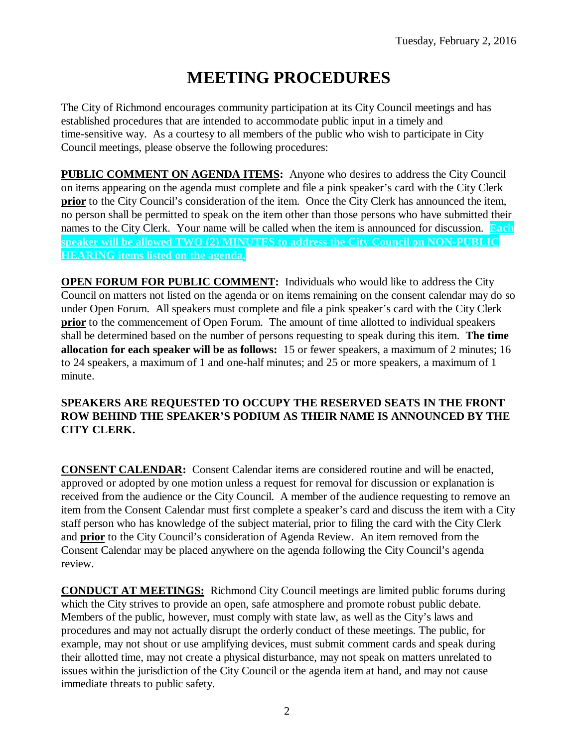Tuesday, February 2, 2016

# MEETING PROCEDURES

The City of Richmond encourages community participation at its City Council meetings and has established procedures that are intended to accommodate public input in a timely and time-sensitive way. As a courtesy to all members of the public who wish to participate in City Council meetings, please observe the following procedures:

**PUBLIC COMMENT ON AGENDA ITEMS:** Anyone who desires to address the City Council on items appearing on the agenda must complete and file a pink speaker's card with the City Clerk **prior** to the City Council's consideration of the item. Once the City Clerk has announced the item, no person shall be permitted to speak on the item other than those persons who have submitted their names to the City Clerk. Your name will be called when the item is announced for discussion. **Each speaker will be allowed TWO (2) MINUTES to address the City Council on NON-PUBLIC HEARING items listed on the agenda.**

**OPEN FORUM FOR PUBLIC COMMENT:** Individuals who would like to address the City Council on matters not listed on the agenda or on items remaining on the consent calendar may do so under Open Forum. All speakers must complete and file a pink speaker's card with the City Clerk **prior** to the commencement of Open Forum. The amount of time allotted to individual speakers shall be determined based on the number of persons requesting to speak during this item. **The time allocation for each speaker will be as follows:** 15 or fewer speakers, a maximum of 2 minutes; 16 to 24 speakers, a maximum of 1 and one-half minutes; and 25 or more speakers, a maximum of 1 minute.

**SPEAKERS ARE REQUESTED TO OCCUPY THE RESERVED SEATS IN THE FRONT ROW BEHIND THE SPEAKER'S PODIUM AS THEIR NAME IS ANNOUNCED BY THE CITY CLERK.**

**CONSENT CALENDAR:** Consent Calendar items are considered routine and will be enacted, approved or adopted by one motion unless a request for removal for discussion or explanation is received from the audience or the City Council. A member of the audience requesting to remove an item from the Consent Calendar must first complete a speaker's card and discuss the item with a City staff person who has knowledge of the subject material, prior to filing the card with the City Clerk and **prior** to the City Council's consideration of Agenda Review. An item removed from the Consent Calendar may be placed anywhere on the agenda following the City Council's agenda review.

**CONDUCT AT MEETINGS:** Richmond City Council meetings are limited public forums during which the City strives to provide an open, safe atmosphere and promote robust public debate. Members of the public, however, must comply with state law, as well as the City's laws and procedures and may not actually disrupt the orderly conduct of these meetings. The public, for example, may not shout or use amplifying devices, must submit comment cards and speak during their allotted time, may not create a physical disturbance, may not speak on matters unrelated to issues within the jurisdiction of the City Council or the agenda item at hand, and may not cause immediate threats to public safety.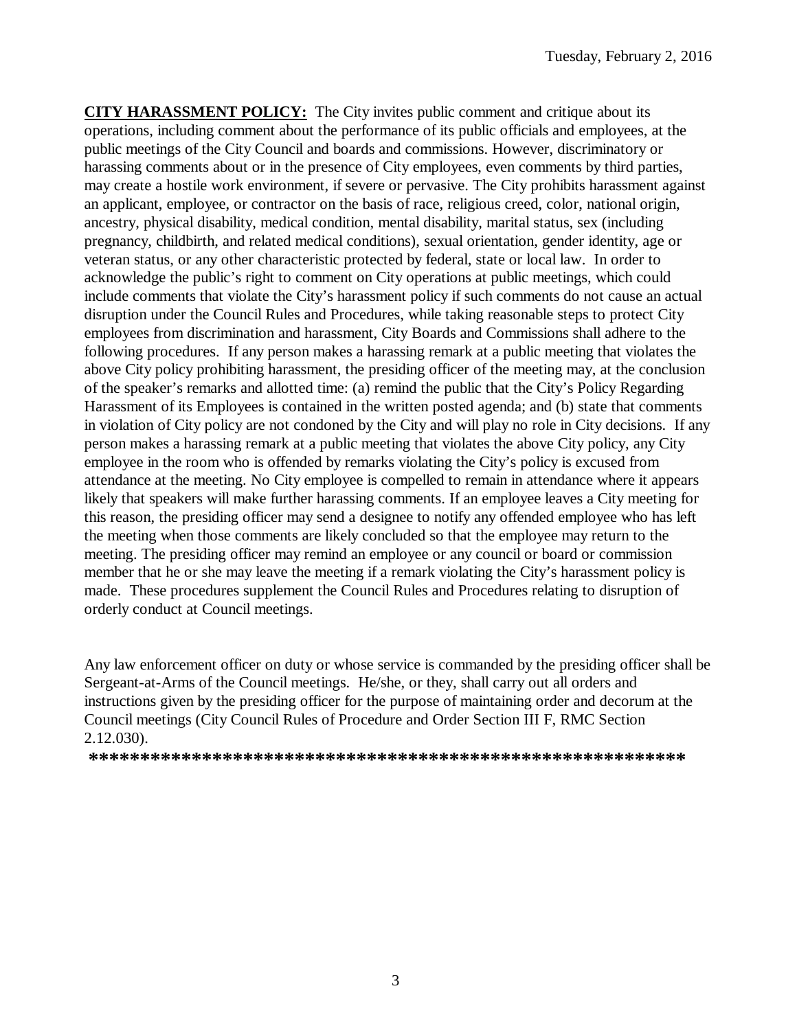**CITY HARASSMENT POLICY:** The City invites public comment and critique about its operations, including comment about the performance of its public officials and employees, at the public meetings of the City Council and boards and commissions. However, discriminatory or harassing comments about or in the presence of City employees, even comments by third parties, may create a hostile work environment, if severe or pervasive. The City prohibits harassment against an applicant, employee, or contractor on the basis of race, religious creed, color, national origin, ancestry, physical disability, medical condition, mental disability, marital status, sex (including pregnancy, childbirth, and related medical conditions), sexual orientation, gender identity, age or veteran status, or any other characteristic protected by federal, state or local law. In order to acknowledge the public's right to comment on City operations at public meetings, which could include comments that violate the City's harassment policy if such comments do not cause an actual disruption under the Council Rules and Procedures, while taking reasonable steps to protect City employees from discrimination and harassment, City Boards and Commissions shall adhere to the following procedures. If any person makes a harassing remark at a public meeting that violates the above City policy prohibiting harassment, the presiding officer of the meeting may, at the conclusion of the speaker's remarks and allotted time: (a) remind the public that the City's Policy Regarding Harassment of its Employees is contained in the written posted agenda; and (b) state that comments in violation of City policy are not condoned by the City and will play no role in City decisions. If any person makes a harassing remark at a public meeting that violates the above City policy, any City employee in the room who is offended by remarks violating the City's policy is excused from attendance at the meeting. No City employee is compelled to remain in attendance where it appears likely that speakers will make further harassing comments. If an employee leaves a City meeting for this reason, the presiding officer may send a designee to notify any offended employee who has left the meeting when those comments are likely concluded so that the employee may return to the meeting. The presiding officer may remind an employee or any council or board or commission member that he or she may leave the meeting if a remark violating the City's harassment policy is made. These procedures supplement the Council Rules and Procedures relating to disruption of orderly conduct at Council meetings.

Any law enforcement officer on duty or whose service is commanded by the presiding officer shall be Sergeant-at-Arms of the Council meetings. He/she, or they, shall carry out all orders and instructions given by the presiding officer for the purpose of maintaining order and decorum at the Council meetings (City Council Rules of Procedure and Order Section III F, RMC Section 2.12.030).

**************************************************************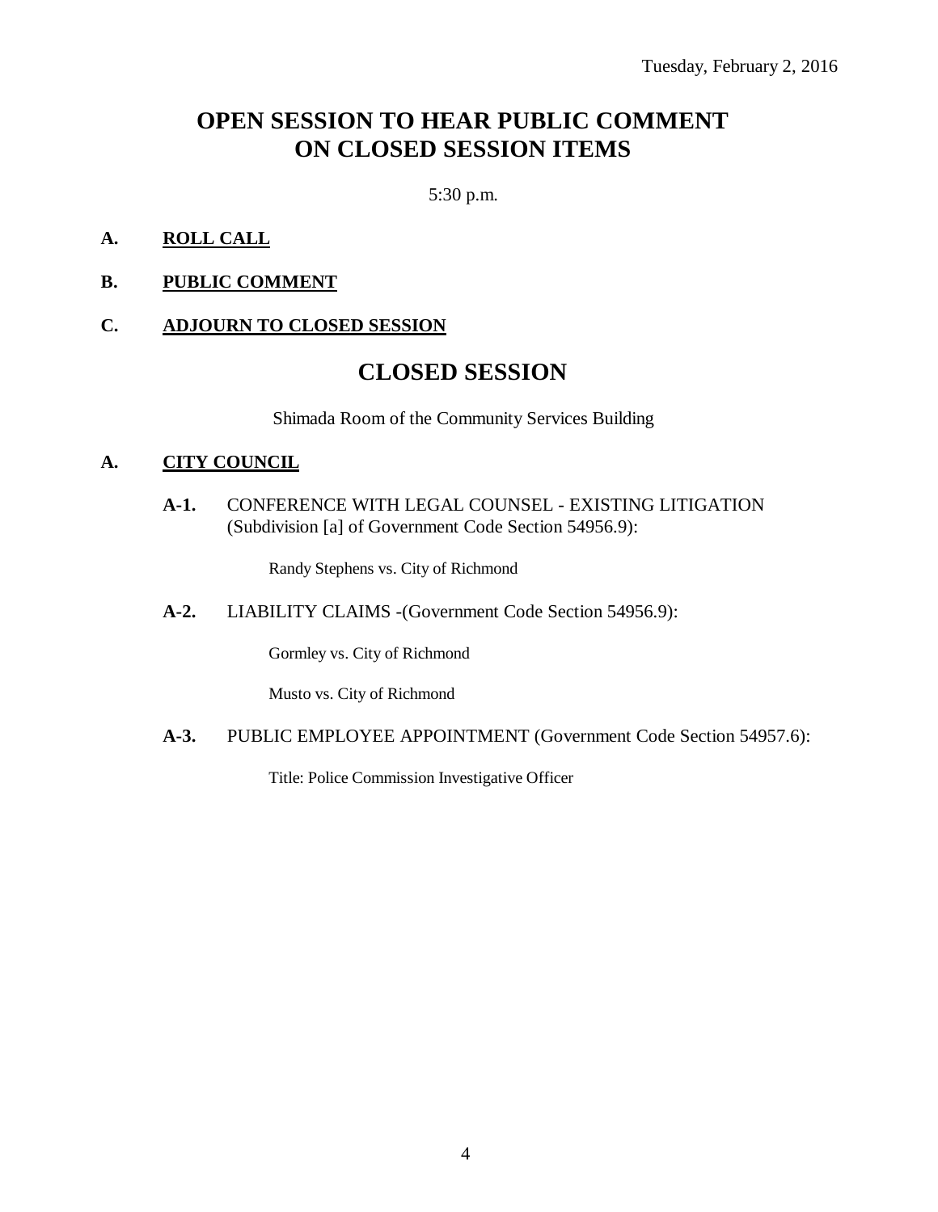Tuesday, February 2, 2016

# OPEN SESSION TO HEAR PUBLIC COMMENT ON CLOSED SESSION ITEMS

5:30 p.m.

**A.** **ROLL CALL**

**B.** **PUBLIC COMMENT**

**C.** **ADJOURN TO CLOSED SESSION**

# CLOSED SESSION

Shimada Room of the Community Services Building

**A.** **CITY COUNCIL**

**A-1.** CONFERENCE WITH LEGAL COUNSEL - EXISTING LITIGATION (Subdivision [a] of Government Code Section 54956.9):

Randy Stephens vs. City of Richmond

**A-2.** LIABILITY CLAIMS -(Government Code Section 54956.9):

Gormley vs. City of Richmond

Musto vs. City of Richmond

**A-3.** PUBLIC EMPLOYEE APPOINTMENT (Government Code Section 54957.6):

Title: Police Commission Investigative Officer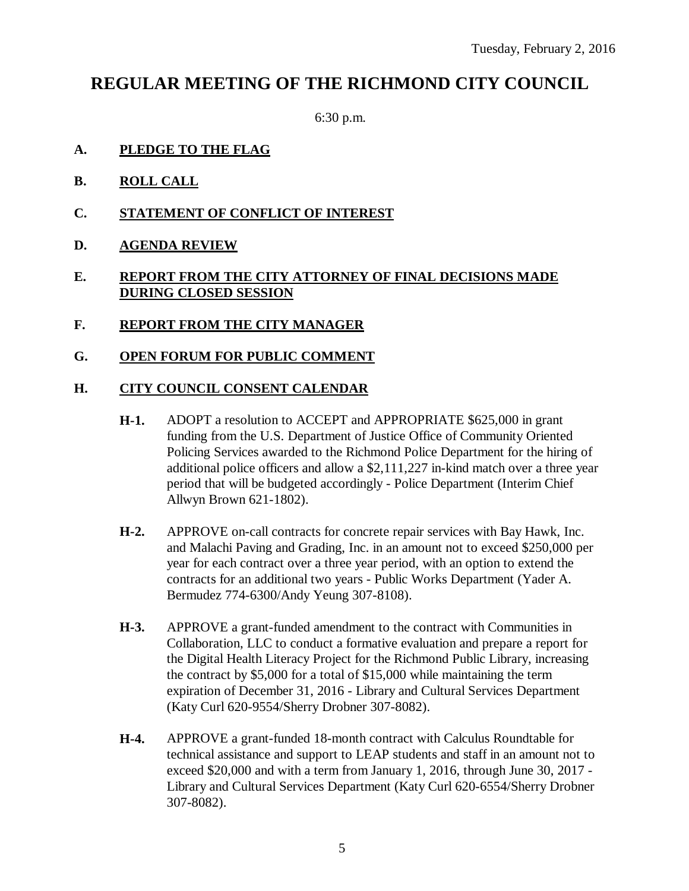Tuesday, February 2, 2016

# REGULAR MEETING OF THE RICHMOND CITY COUNCIL

6:30 p.m.

**A. PLEDGE TO THE FLAG**

**B. ROLL CALL**

**C. STATEMENT OF CONFLICT OF INTEREST**

**D. AGENDA REVIEW**

**E. REPORT FROM THE CITY ATTORNEY OF FINAL DECISIONS MADE DURING CLOSED SESSION**

**F. REPORT FROM THE CITY MANAGER**

**G. OPEN FORUM FOR PUBLIC COMMENT**

**H. CITY COUNCIL CONSENT CALENDAR**

**H-1.** ADOPT a resolution to ACCEPT and APPROPRIATE $625,000 in grant funding from the U.S. Department of Justice Office of Community Oriented Policing Services awarded to the Richmond Police Department for the hiring of additional police officers and allow a $2,111,227 in-kind match over a three year period that will be budgeted accordingly - Police Department (Interim Chief Allwyn Brown 621-1802).

**H-2.** APPROVE on-call contracts for concrete repair services with Bay Hawk, Inc. and Malachi Paving and Grading, Inc. in an amount not to exceed $250,000 per year for each contract over a three year period, with an option to extend the contracts for an additional two years - Public Works Department (Yader A. Bermudez 774-6300/Andy Yeung 307-8108).

**H-3.** APPROVE a grant-funded amendment to the contract with Communities in Collaboration, LLC to conduct a formative evaluation and prepare a report for the Digital Health Literacy Project for the Richmond Public Library, increasing the contract by $5,000 for a total of $15,000 while maintaining the term expiration of December 31, 2016 - Library and Cultural Services Department (Katy Curl 620-9554/Sherry Drobner 307-8082).

**H-4.** APPROVE a grant-funded 18-month contract with Calculus Roundtable for technical assistance and support to LEAP students and staff in an amount not to exceed $20,000 and with a term from January 1, 2016, through June 30, 2017 - Library and Cultural Services Department (Katy Curl 620-6554/Sherry Drobner 307-8082).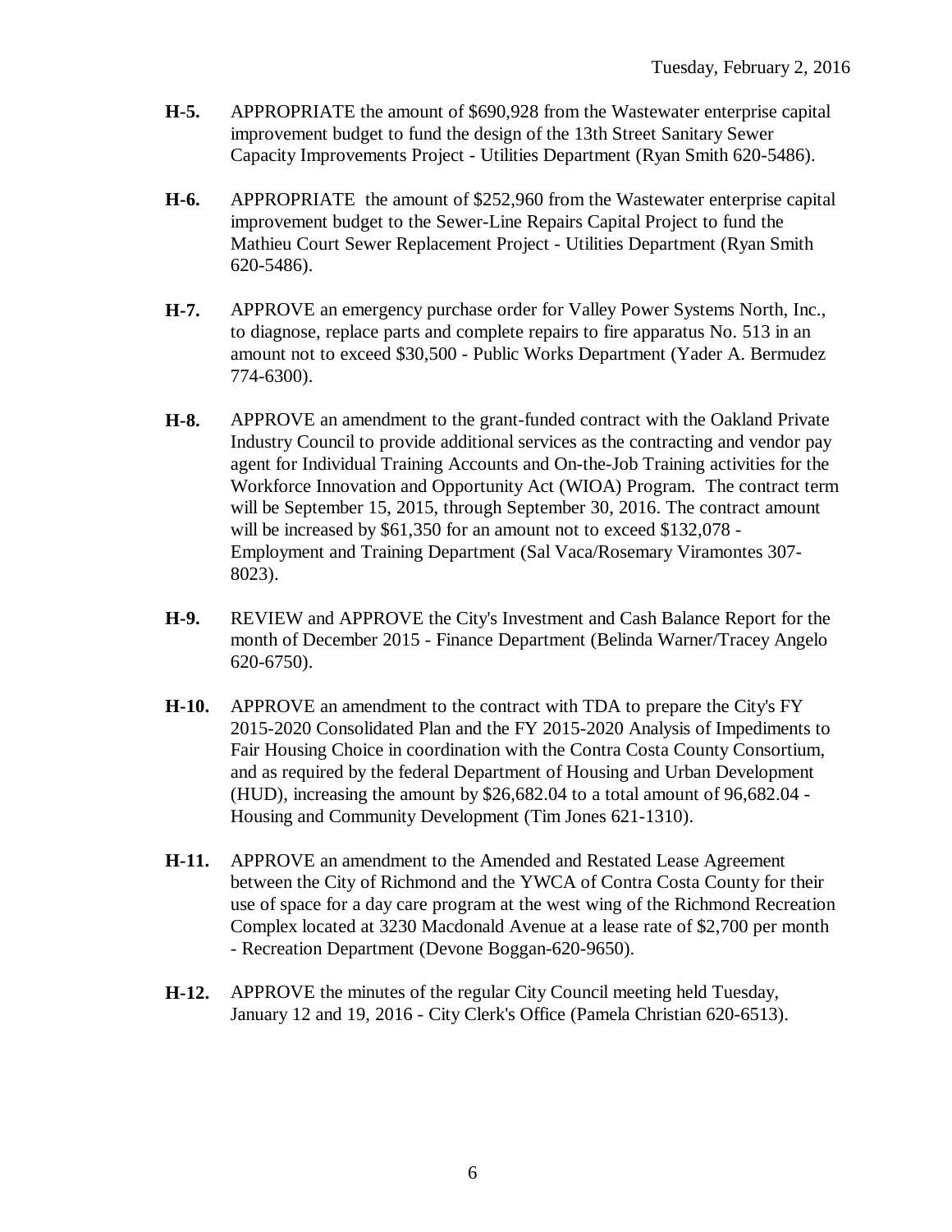**H-5.** APPROPRIATE the amount of $690,928 from the Wastewater enterprise capital improvement budget to fund the design of the 13th Street Sanitary Sewer Capacity Improvements Project - Utilities Department (Ryan Smith 620-5486).

**H-6.** APPROPRIATE the amount of $252,960 from the Wastewater enterprise capital improvement budget to the Sewer-Line Repairs Capital Project to fund the Mathieu Court Sewer Replacement Project - Utilities Department (Ryan Smith 620-5486).

**H-7.** APPROVE an emergency purchase order for Valley Power Systems North, Inc., to diagnose, replace parts and complete repairs to fire apparatus No. 513 in an amount not to exceed $30,500 - Public Works Department (Yader A. Bermudez 774-6300).

**H-8.** APPROVE an amendment to the grant-funded contract with the Oakland Private Industry Council to provide additional services as the contracting and vendor pay agent for Individual Training Accounts and On-the-Job Training activities for the Workforce Innovation and Opportunity Act (WIOA) Program. The contract term will be September 15, 2015, through September 30, 2016. The contract amount will be increased by $61,350 for an amount not to exceed $132,078 - Employment and Training Department (Sal Vaca/Rosemary Viramontes 307-8023).

**H-9.** REVIEW and APPROVE the City's Investment and Cash Balance Report for the month of December 2015 - Finance Department (Belinda Warner/Tracey Angelo 620-6750).

**H-10.** APPROVE an amendment to the contract with TDA to prepare the City's FY 2015-2020 Consolidated Plan and the FY 2015-2020 Analysis of Impediments to Fair Housing Choice in coordination with the Contra Costa County Consortium, and as required by the federal Department of Housing and Urban Development (HUD), increasing the amount by $26,682.04 to a total amount of 96,682.04 - Housing and Community Development (Tim Jones 621-1310).

**H-11.** APPROVE an amendment to the Amended and Restated Lease Agreement between the City of Richmond and the YWCA of Contra Costa County for their use of space for a day care program at the west wing of the Richmond Recreation Complex located at 3230 Macdonald Avenue at a lease rate of $2,700 per month - Recreation Department (Devone Boggan-620-9650).

**H-12.** APPROVE the minutes of the regular City Council meeting held Tuesday, January 12 and 19, 2016 - City Clerk's Office (Pamela Christian 620-6513).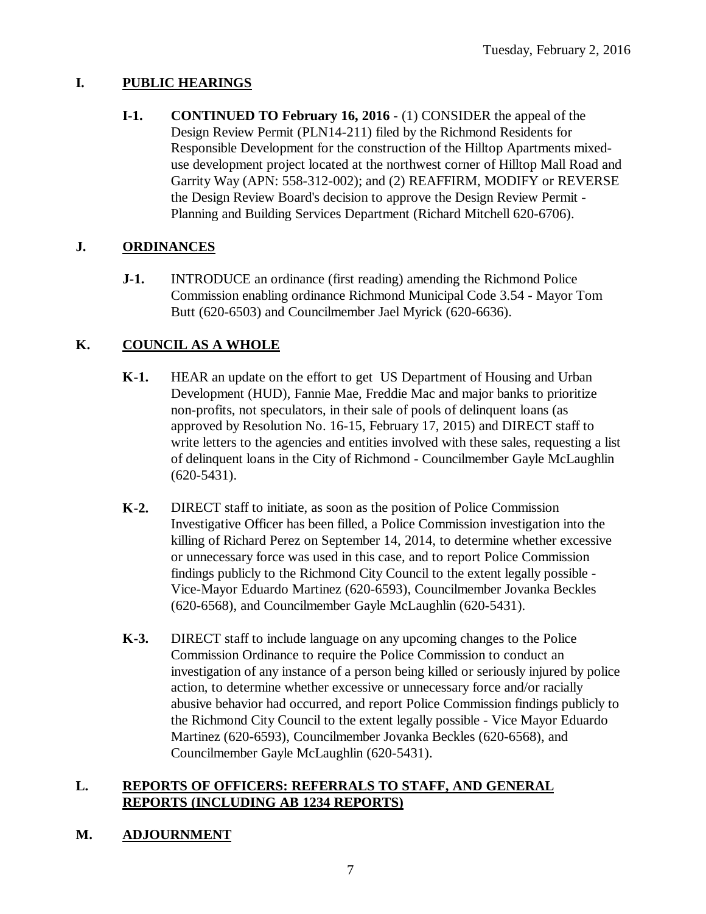Tuesday, February 2, 2016

## I. PUBLIC HEARINGS

**I-1.** **CONTINUED TO February 16, 2016** - (1) CONSIDER the appeal of the Design Review Permit (PLN14-211) filed by the Richmond Residents for Responsible Development for the construction of the Hilltop Apartments mixed-use development project located at the northwest corner of Hilltop Mall Road and Garrity Way (APN: 558-312-002); and (2) REAFFIRM, MODIFY or REVERSE the Design Review Board's decision to approve the Design Review Permit - Planning and Building Services Department (Richard Mitchell 620-6706).

## J. ORDINANCES

**J-1.** INTRODUCE an ordinance (first reading) amending the Richmond Police Commission enabling ordinance Richmond Municipal Code 3.54 - Mayor Tom Butt (620-6503) and Councilmember Jael Myrick (620-6636).

## K. COUNCIL AS A WHOLE

**K-1.** HEAR an update on the effort to get US Department of Housing and Urban Development (HUD), Fannie Mae, Freddie Mac and major banks to prioritize non-profits, not speculators, in their sale of pools of delinquent loans (as approved by Resolution No. 16-15, February 17, 2015) and DIRECT staff to write letters to the agencies and entities involved with these sales, requesting a list of delinquent loans in the City of Richmond - Councilmember Gayle McLaughlin (620-5431).

**K-2.** DIRECT staff to initiate, as soon as the position of Police Commission Investigative Officer has been filled, a Police Commission investigation into the killing of Richard Perez on September 14, 2014, to determine whether excessive or unnecessary force was used in this case, and to report Police Commission findings publicly to the Richmond City Council to the extent legally possible - Vice-Mayor Eduardo Martinez (620-6593), Councilmember Jovanka Beckles (620-6568), and Councilmember Gayle McLaughlin (620-5431).

**K-3.** DIRECT staff to include language on any upcoming changes to the Police Commission Ordinance to require the Police Commission to conduct an investigation of any instance of a person being killed or seriously injured by police action, to determine whether excessive or unnecessary force and/or racially abusive behavior had occurred, and report Police Commission findings publicly to the Richmond City Council to the extent legally possible - Vice Mayor Eduardo Martinez (620-6593), Councilmember Jovanka Beckles (620-6568), and Councilmember Gayle McLaughlin (620-5431).

## L. REPORTS OF OFFICERS: REFERRALS TO STAFF, AND GENERAL REPORTS (INCLUDING AB 1234 REPORTS)

## M. ADJOURNMENT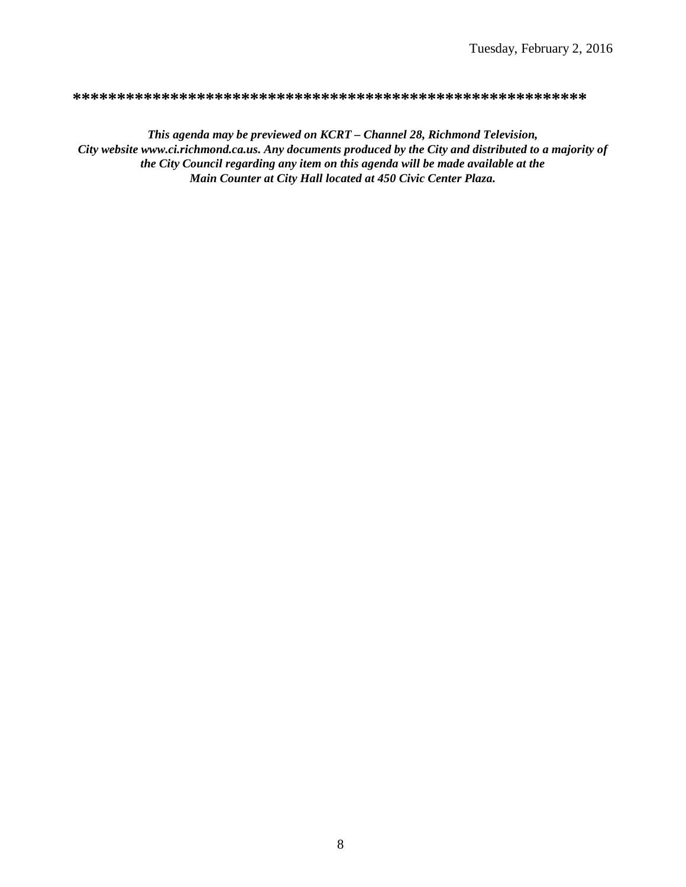***********************************************************

***This agenda may be previewed on KCRT – Channel 28, Richmond Television, City website www.ci.richmond.ca.us. Any documents produced by the City and distributed to a majority of the City Council regarding any item on this agenda will be made available at the Main Counter at City Hall located at 450 Civic Center Plaza.***